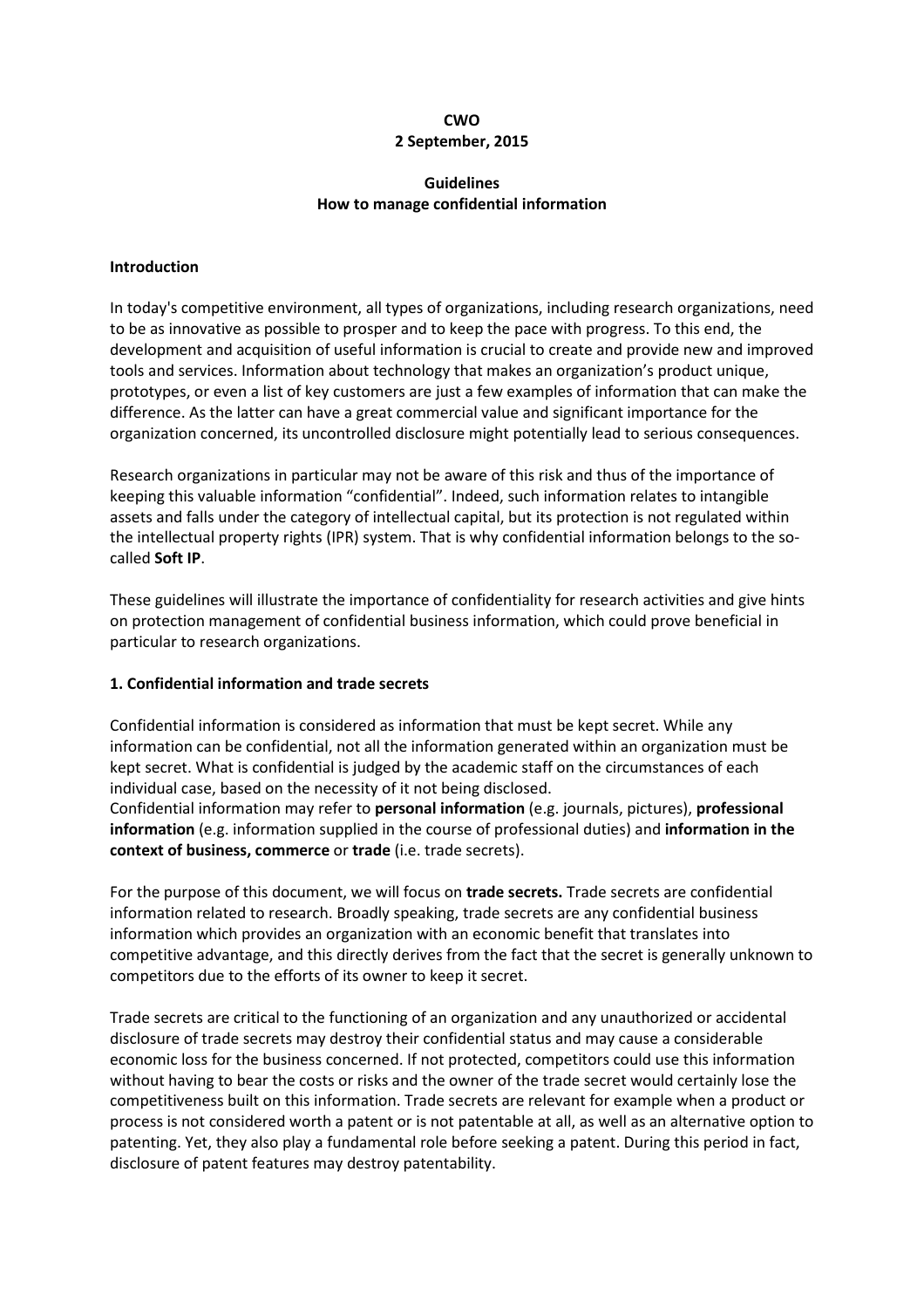**CWO**
**2 September, 2015**

# Guidelines
# How to manage confidential information

## Introduction

In today's competitive environment, all types of organizations, including research organizations, need to be as innovative as possible to prosper and to keep the pace with progress. To this end, the development and acquisition of useful information is crucial to create and provide new and improved tools and services. Information about technology that makes an organization's product unique, prototypes, or even a list of key customers are just a few examples of information that can make the difference. As the latter can have a great commercial value and significant importance for the organization concerned, its uncontrolled disclosure might potentially lead to serious consequences.

Research organizations in particular may not be aware of this risk and thus of the importance of keeping this valuable information "confidential". Indeed, such information relates to intangible assets and falls under the category of intellectual capital, but its protection is not regulated within the intellectual property rights (IPR) system. That is why confidential information belongs to the so-called **Soft IP**.

These guidelines will illustrate the importance of confidentiality for research activities and give hints on protection management of confidential business information, which could prove beneficial in particular to research organizations.

## 1. Confidential information and trade secrets

Confidential information is considered as information that must be kept secret. While any information can be confidential, not all the information generated within an organization must be kept secret. What is confidential is judged by the academic staff on the circumstances of each individual case, based on the necessity of it not being disclosed.
Confidential information may refer to **personal information** (e.g. journals, pictures), **professional information** (e.g. information supplied in the course of professional duties) and **information in the context of business, commerce** or **trade** (i.e. trade secrets).

For the purpose of this document, we will focus on **trade secrets.** Trade secrets are confidential information related to research. Broadly speaking, trade secrets are any confidential business information which provides an organization with an economic benefit that translates into competitive advantage, and this directly derives from the fact that the secret is generally unknown to competitors due to the efforts of its owner to keep it secret.

Trade secrets are critical to the functioning of an organization and any unauthorized or accidental disclosure of trade secrets may destroy their confidential status and may cause a considerable economic loss for the business concerned. If not protected, competitors could use this information without having to bear the costs or risks and the owner of the trade secret would certainly lose the competitiveness built on this information. Trade secrets are relevant for example when a product or process is not considered worth a patent or is not patentable at all, as well as an alternative option to patenting. Yet, they also play a fundamental role before seeking a patent. During this period in fact, disclosure of patent features may destroy patentability.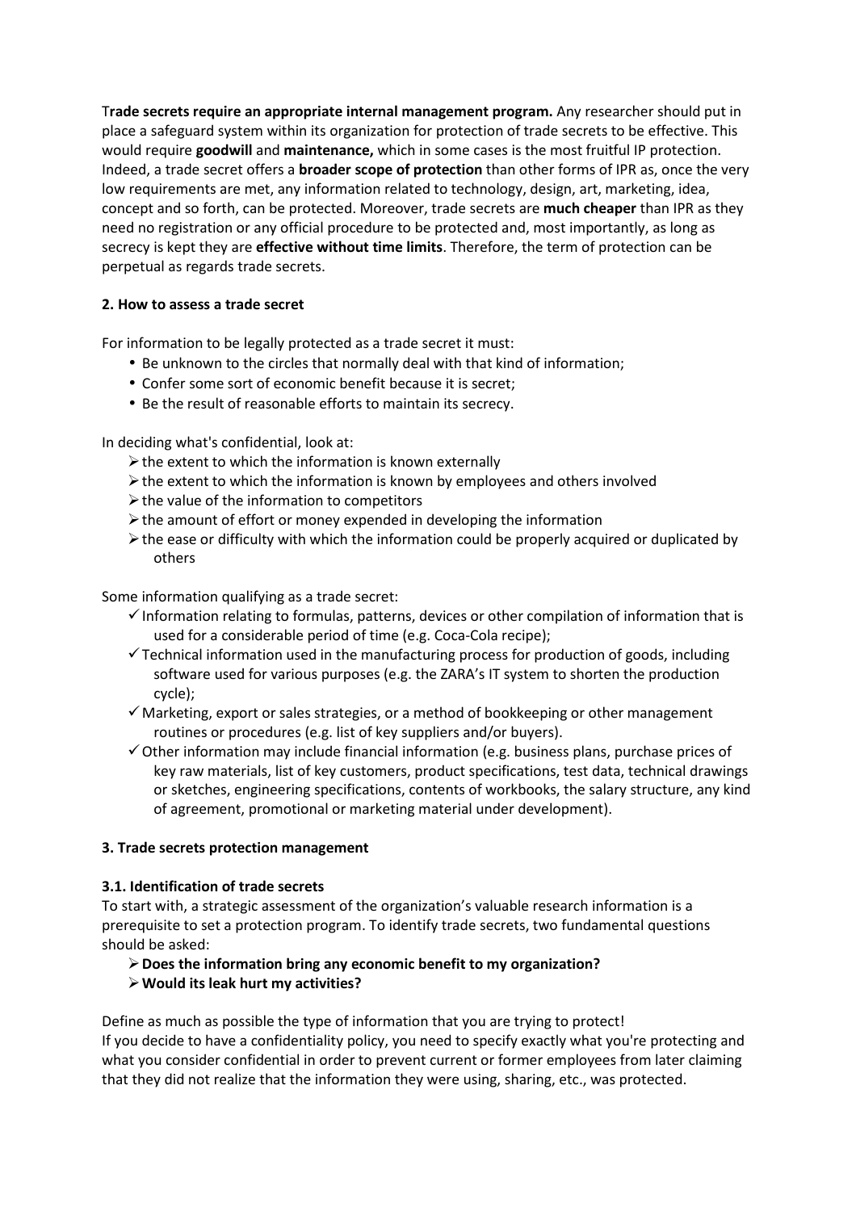**Trade secrets require an appropriate internal management program.** Any researcher should put in place a safeguard system within its organization for protection of trade secrets to be effective. This would require **goodwill** and **maintenance,** which in some cases is the most fruitful IP protection. Indeed, a trade secret offers a **broader scope of protection** than other forms of IPR as, once the very low requirements are met, any information related to technology, design, art, marketing, idea, concept and so forth, can be protected. Moreover, trade secrets are **much cheaper** than IPR as they need no registration or any official procedure to be protected and, most importantly, as long as secrecy is kept they are **effective without time limits**. Therefore, the term of protection can be perpetual as regards trade secrets.

### 2. How to assess a trade secret

For information to be legally protected as a trade secret it must:

- Be unknown to the circles that normally deal with that kind of information;
- Confer some sort of economic benefit because it is secret;
- Be the result of reasonable efforts to maintain its secrecy.

In deciding what's confidential, look at:

- the extent to which the information is known externally
- the extent to which the information is known by employees and others involved
- the value of the information to competitors
- the amount of effort or money expended in developing the information
- the ease or difficulty with which the information could be properly acquired or duplicated by others

Some information qualifying as a trade secret:

- Information relating to formulas, patterns, devices or other compilation of information that is used for a considerable period of time (e.g. Coca-Cola recipe);
- Technical information used in the manufacturing process for production of goods, including software used for various purposes (e.g. the ZARA's IT system to shorten the production cycle);
- Marketing, export or sales strategies, or a method of bookkeeping or other management routines or procedures (e.g. list of key suppliers and/or buyers).
- Other information may include financial information (e.g. business plans, purchase prices of key raw materials, list of key customers, product specifications, test data, technical drawings or sketches, engineering specifications, contents of workbooks, the salary structure, any kind of agreement, promotional or marketing material under development).

### 3. Trade secrets protection management

#### 3.1. Identification of trade secrets

To start with, a strategic assessment of the organization's valuable research information is a prerequisite to set a protection program. To identify trade secrets, two fundamental questions should be asked:

- **Does the information bring any economic benefit to my organization?**
- **Would its leak hurt my activities?**

Define as much as possible the type of information that you are trying to protect!
If you decide to have a confidentiality policy, you need to specify exactly what you're protecting and what you consider confidential in order to prevent current or former employees from later claiming that they did not realize that the information they were using, sharing, etc., was protected.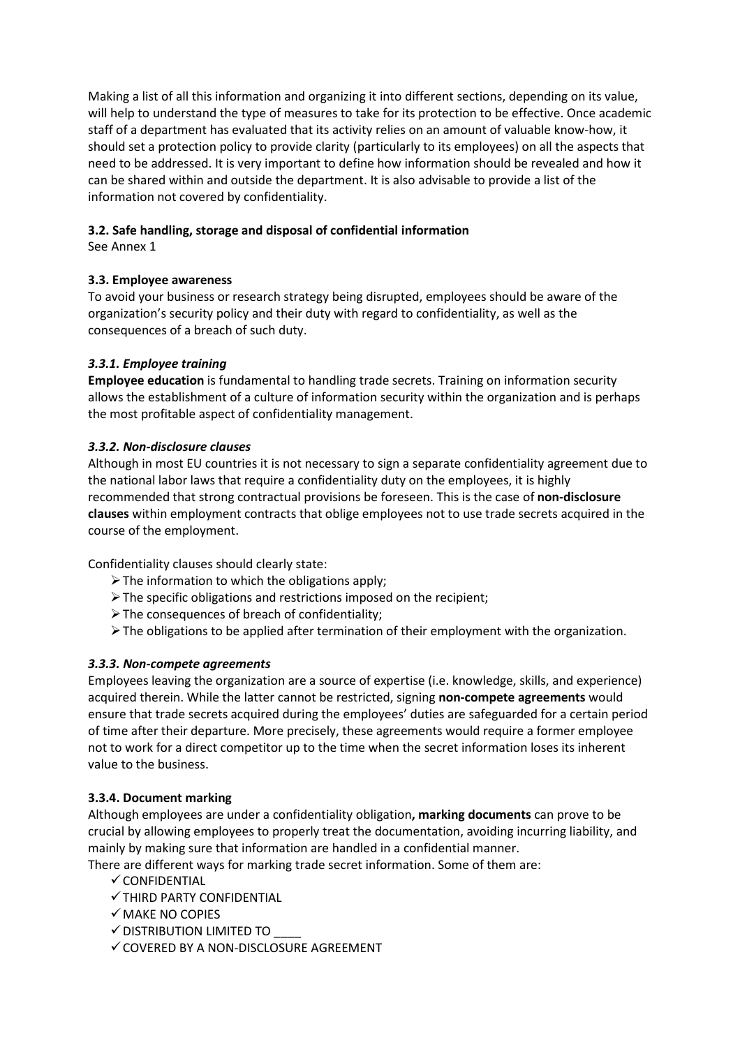Making a list of all this information and organizing it into different sections, depending on its value, will help to understand the type of measures to take for its protection to be effective. Once academic staff of a department has evaluated that its activity relies on an amount of valuable know-how, it should set a protection policy to provide clarity (particularly to its employees) on all the aspects that need to be addressed. It is very important to define how information should be revealed and how it can be shared within and outside the department. It is also advisable to provide a list of the information not covered by confidentiality.

### 3.2. Safe handling, storage and disposal of confidential information

See Annex 1

### 3.3. Employee awareness

To avoid your business or research strategy being disrupted, employees should be aware of the organization's security policy and their duty with regard to confidentiality, as well as the consequences of a breach of such duty.

#### *3.3.1. Employee training*

**Employee education** is fundamental to handling trade secrets. Training on information security allows the establishment of a culture of information security within the organization and is perhaps the most profitable aspect of confidentiality management.

#### *3.3.2. Non-disclosure clauses*

Although in most EU countries it is not necessary to sign a separate confidentiality agreement due to the national labor laws that require a confidentiality duty on the employees, it is highly recommended that strong contractual provisions be foreseen. This is the case of **non-disclosure clauses** within employment contracts that oblige employees not to use trade secrets acquired in the course of the employment.

Confidentiality clauses should clearly state:

- The information to which the obligations apply;
- The specific obligations and restrictions imposed on the recipient;
- The consequences of breach of confidentiality;
- The obligations to be applied after termination of their employment with the organization.

#### *3.3.3. Non-compete agreements*

Employees leaving the organization are a source of expertise (i.e. knowledge, skills, and experience) acquired therein. While the latter cannot be restricted, signing **non-compete agreements** would ensure that trade secrets acquired during the employees' duties are safeguarded for a certain period of time after their departure. More precisely, these agreements would require a former employee not to work for a direct competitor up to the time when the secret information loses its inherent value to the business.

#### 3.3.4. Document marking

Although employees are under a confidentiality obligation**, marking documents** can prove to be crucial by allowing employees to properly treat the documentation, avoiding incurring liability, and mainly by making sure that information are handled in a confidential manner.

There are different ways for marking trade secret information. Some of them are:

- ✓ CONFIDENTIAL
- ✓ THIRD PARTY CONFIDENTIAL
- ✓ MAKE NO COPIES
- ✓ DISTRIBUTION LIMITED TO ____
- ✓ COVERED BY A NON-DISCLOSURE AGREEMENT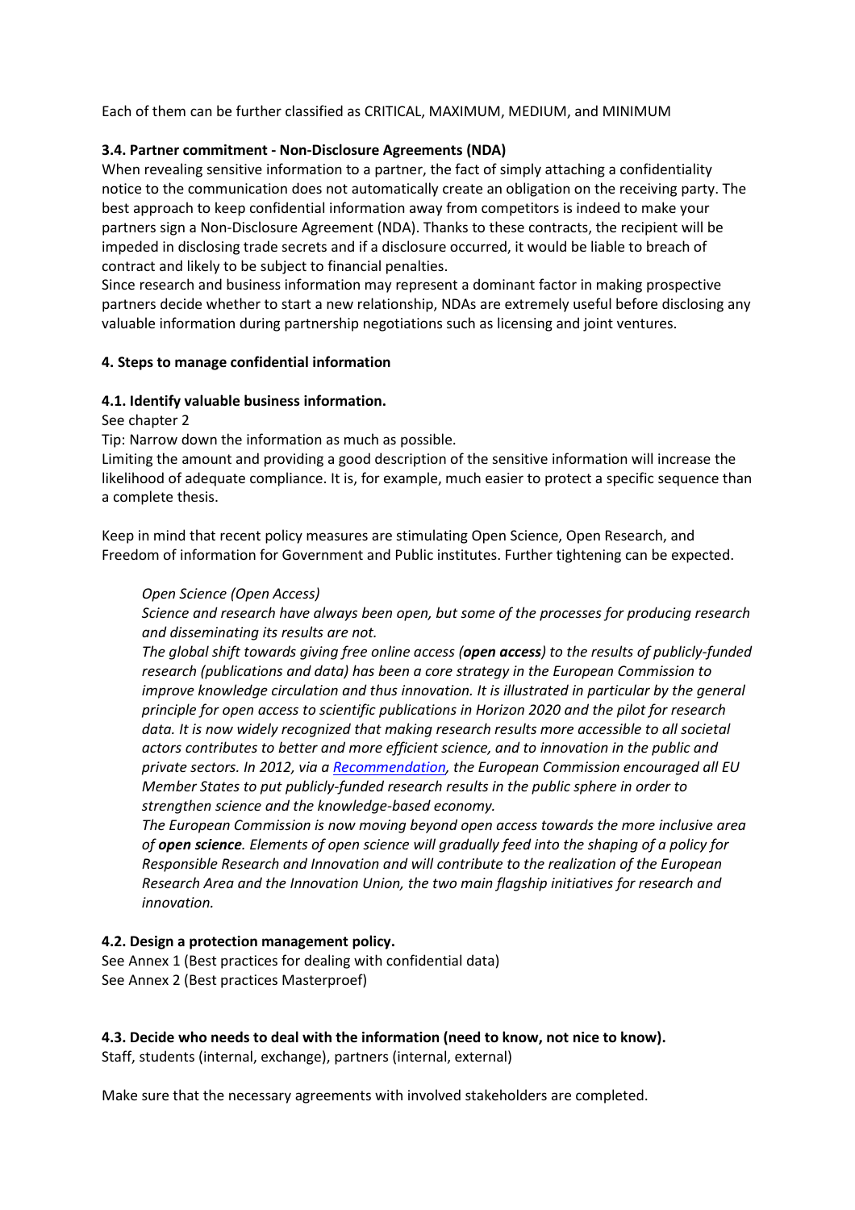Each of them can be further classified as CRITICAL, MAXIMUM, MEDIUM, and MINIMUM

### 3.4. Partner commitment - Non-Disclosure Agreements (NDA)

When revealing sensitive information to a partner, the fact of simply attaching a confidentiality notice to the communication does not automatically create an obligation on the receiving party. The best approach to keep confidential information away from competitors is indeed to make your partners sign a Non-Disclosure Agreement (NDA). Thanks to these contracts, the recipient will be impeded in disclosing trade secrets and if a disclosure occurred, it would be liable to breach of contract and likely to be subject to financial penalties.

Since research and business information may represent a dominant factor in making prospective partners decide whether to start a new relationship, NDAs are extremely useful before disclosing any valuable information during partnership negotiations such as licensing and joint ventures.

## 4. Steps to manage confidential information

### 4.1. Identify valuable business information.

See chapter 2

Tip: Narrow down the information as much as possible.

Limiting the amount and providing a good description of the sensitive information will increase the likelihood of adequate compliance. It is, for example, much easier to protect a specific sequence than a complete thesis.

Keep in mind that recent policy measures are stimulating Open Science, Open Research, and Freedom of information for Government and Public institutes. Further tightening can be expected.

> *Open Science (Open Access)*
>
> *Science and research have always been open, but some of the processes for producing research and disseminating its results are not.*
>
> *The global shift towards giving free online access (**open access**) to the results of publicly-funded research (publications and data) has been a core strategy in the European Commission to improve knowledge circulation and thus innovation. It is illustrated in particular by the general principle for open access to scientific publications in Horizon 2020 and the pilot for research data. It is now widely recognized that making research results more accessible to all societal actors contributes to better and more efficient science, and to innovation in the public and private sectors. In 2012, via a [Recommendation](), the European Commission encouraged all EU Member States to put publicly-funded research results in the public sphere in order to strengthen science and the knowledge-based economy.*
>
> *The European Commission is now moving beyond open access towards the more inclusive area of **open science**. Elements of open science will gradually feed into the shaping of a policy for Responsible Research and Innovation and will contribute to the realization of the European Research Area and the Innovation Union, the two main flagship initiatives for research and innovation.*

### 4.2. Design a protection management policy.

See Annex 1 (Best practices for dealing with confidential data)

See Annex 2 (Best practices Masterproef)

### 4.3. Decide who needs to deal with the information (need to know, not nice to know).

Staff, students (internal, exchange), partners (internal, external)

Make sure that the necessary agreements with involved stakeholders are completed.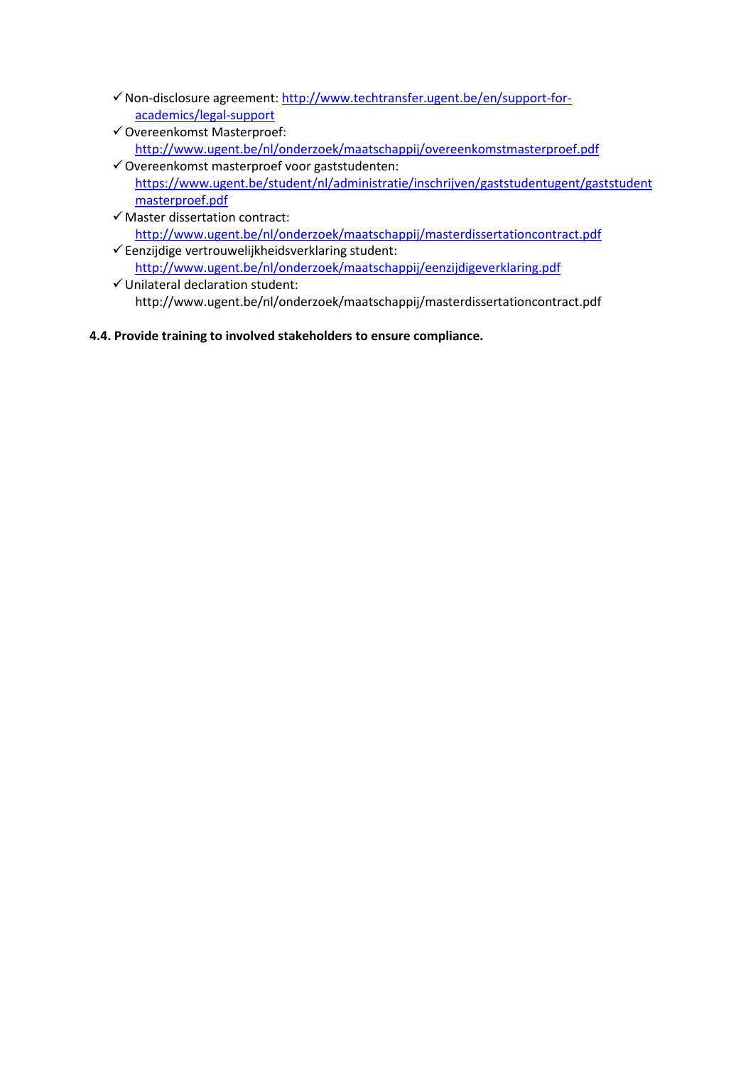- ✓ Non-disclosure agreement: [http://www.techtransfer.ugent.be/en/support-for-academics/legal-support](http://www.techtransfer.ugent.be/en/support-for-academics/legal-support)
- ✓ Overeenkomst Masterproef: [http://www.ugent.be/nl/onderzoek/maatschappij/overeenkomstmasterproef.pdf](http://www.ugent.be/nl/onderzoek/maatschappij/overeenkomstmasterproef.pdf)
- ✓ Overeenkomst masterproef voor gaststudenten: [https://www.ugent.be/student/nl/administratie/inschrijven/gaststudentugent/gaststudentmasterproef.pdf](https://www.ugent.be/student/nl/administratie/inschrijven/gaststudentugent/gaststudentmasterproef.pdf)
- ✓ Master dissertation contract: [http://www.ugent.be/nl/onderzoek/maatschappij/masterdissertationcontract.pdf](http://www.ugent.be/nl/onderzoek/maatschappij/masterdissertationcontract.pdf)
- ✓ Eenzijdige vertrouwelijkheidsverklaring student: [http://www.ugent.be/nl/onderzoek/maatschappij/eenzijdigeverklaring.pdf](http://www.ugent.be/nl/onderzoek/maatschappij/eenzijdigeverklaring.pdf)
- ✓ Unilateral declaration student: http://www.ugent.be/nl/onderzoek/maatschappij/masterdissertationcontract.pdf

**4.4. Provide training to involved stakeholders to ensure compliance.**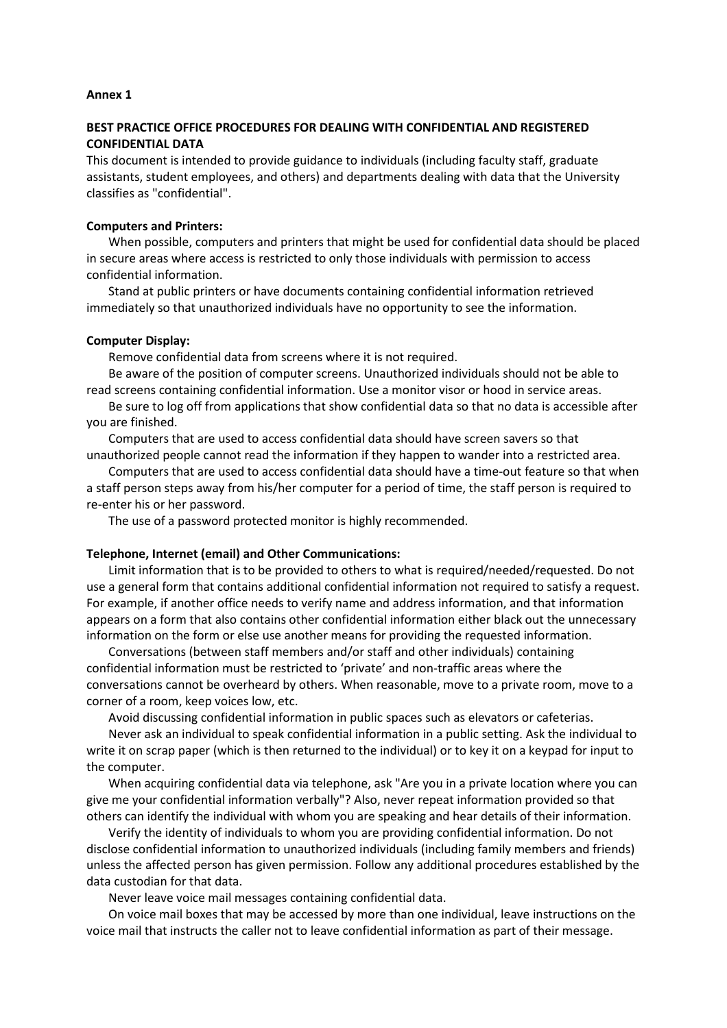**Annex 1**

**BEST PRACTICE OFFICE PROCEDURES FOR DEALING WITH CONFIDENTIAL AND REGISTERED CONFIDENTIAL DATA**

This document is intended to provide guidance to individuals (including faculty staff, graduate assistants, student employees, and others) and departments dealing with data that the University classifies as "confidential".

**Computers and Printers:**

When possible, computers and printers that might be used for confidential data should be placed in secure areas where access is restricted to only those individuals with permission to access confidential information.

Stand at public printers or have documents containing confidential information retrieved immediately so that unauthorized individuals have no opportunity to see the information.

**Computer Display:**

Remove confidential data from screens where it is not required.

Be aware of the position of computer screens. Unauthorized individuals should not be able to read screens containing confidential information. Use a monitor visor or hood in service areas.

Be sure to log off from applications that show confidential data so that no data is accessible after you are finished.

Computers that are used to access confidential data should have screen savers so that unauthorized people cannot read the information if they happen to wander into a restricted area.

Computers that are used to access confidential data should have a time-out feature so that when a staff person steps away from his/her computer for a period of time, the staff person is required to re-enter his or her password.

The use of a password protected monitor is highly recommended.

**Telephone, Internet (email) and Other Communications:**

Limit information that is to be provided to others to what is required/needed/requested. Do not use a general form that contains additional confidential information not required to satisfy a request. For example, if another office needs to verify name and address information, and that information appears on a form that also contains other confidential information either black out the unnecessary information on the form or else use another means for providing the requested information.

Conversations (between staff members and/or staff and other individuals) containing confidential information must be restricted to 'private' and non-traffic areas where the conversations cannot be overheard by others. When reasonable, move to a private room, move to a corner of a room, keep voices low, etc.

Avoid discussing confidential information in public spaces such as elevators or cafeterias.

Never ask an individual to speak confidential information in a public setting. Ask the individual to write it on scrap paper (which is then returned to the individual) or to key it on a keypad for input to the computer.

When acquiring confidential data via telephone, ask "Are you in a private location where you can give me your confidential information verbally"? Also, never repeat information provided so that others can identify the individual with whom you are speaking and hear details of their information.

Verify the identity of individuals to whom you are providing confidential information. Do not disclose confidential information to unauthorized individuals (including family members and friends) unless the affected person has given permission. Follow any additional procedures established by the data custodian for that data.

Never leave voice mail messages containing confidential data.

On voice mail boxes that may be accessed by more than one individual, leave instructions on the voice mail that instructs the caller not to leave confidential information as part of their message.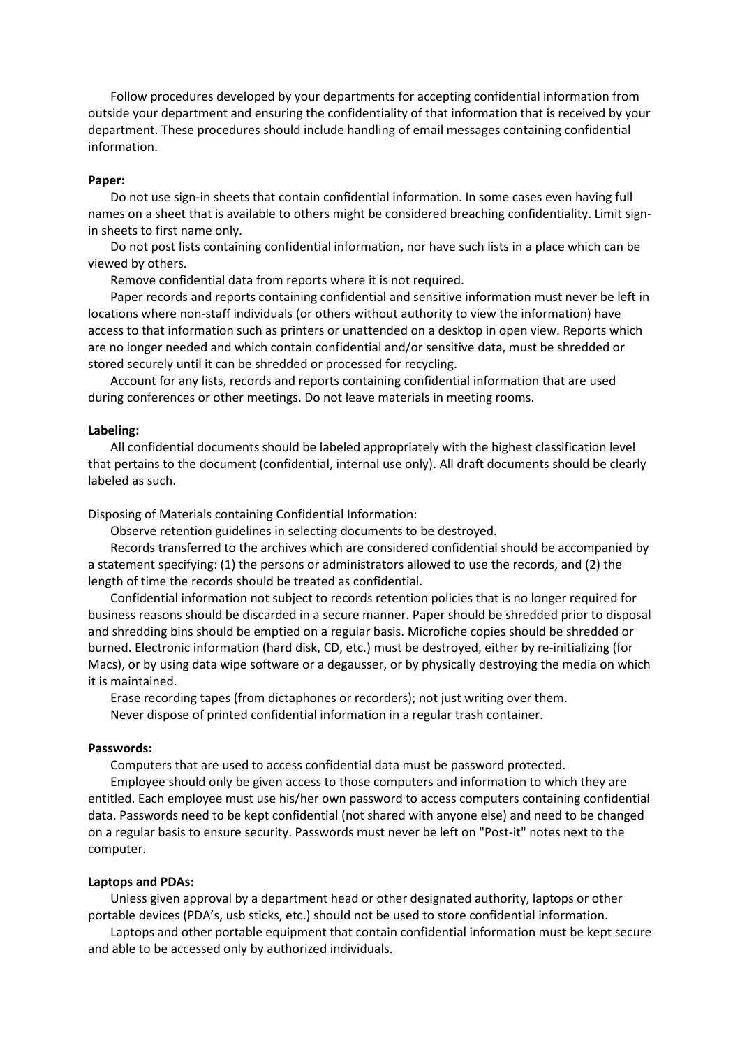Follow procedures developed by your departments for accepting confidential information from outside your department and ensuring the confidentiality of that information that is received by your department. These procedures should include handling of email messages containing confidential information.

**Paper:**

Do not use sign-in sheets that contain confidential information. In some cases even having full names on a sheet that is available to others might be considered breaching confidentiality. Limit sign-in sheets to first name only.

Do not post lists containing confidential information, nor have such lists in a place which can be viewed by others.

Remove confidential data from reports where it is not required.

Paper records and reports containing confidential and sensitive information must never be left in locations where non-staff individuals (or others without authority to view the information) have access to that information such as printers or unattended on a desktop in open view. Reports which are no longer needed and which contain confidential and/or sensitive data, must be shredded or stored securely until it can be shredded or processed for recycling.

Account for any lists, records and reports containing confidential information that are used during conferences or other meetings. Do not leave materials in meeting rooms.

**Labeling:**

All confidential documents should be labeled appropriately with the highest classification level that pertains to the document (confidential, internal use only). All draft documents should be clearly labeled as such.

Disposing of Materials containing Confidential Information:

Observe retention guidelines in selecting documents to be destroyed.

Records transferred to the archives which are considered confidential should be accompanied by a statement specifying: (1) the persons or administrators allowed to use the records, and (2) the length of time the records should be treated as confidential.

Confidential information not subject to records retention policies that is no longer required for business reasons should be discarded in a secure manner. Paper should be shredded prior to disposal and shredding bins should be emptied on a regular basis. Microfiche copies should be shredded or burned. Electronic information (hard disk, CD, etc.) must be destroyed, either by re-initializing (for Macs), or by using data wipe software or a degausser, or by physically destroying the media on which it is maintained.

Erase recording tapes (from dictaphones or recorders); not just writing over them.

Never dispose of printed confidential information in a regular trash container.

**Passwords:**

Computers that are used to access confidential data must be password protected.

Employee should only be given access to those computers and information to which they are entitled. Each employee must use his/her own password to access computers containing confidential data. Passwords need to be kept confidential (not shared with anyone else) and need to be changed on a regular basis to ensure security. Passwords must never be left on "Post-it" notes next to the computer.

**Laptops and PDAs:**

Unless given approval by a department head or other designated authority, laptops or other portable devices (PDA's, usb sticks, etc.) should not be used to store confidential information.

Laptops and other portable equipment that contain confidential information must be kept secure and able to be accessed only by authorized individuals.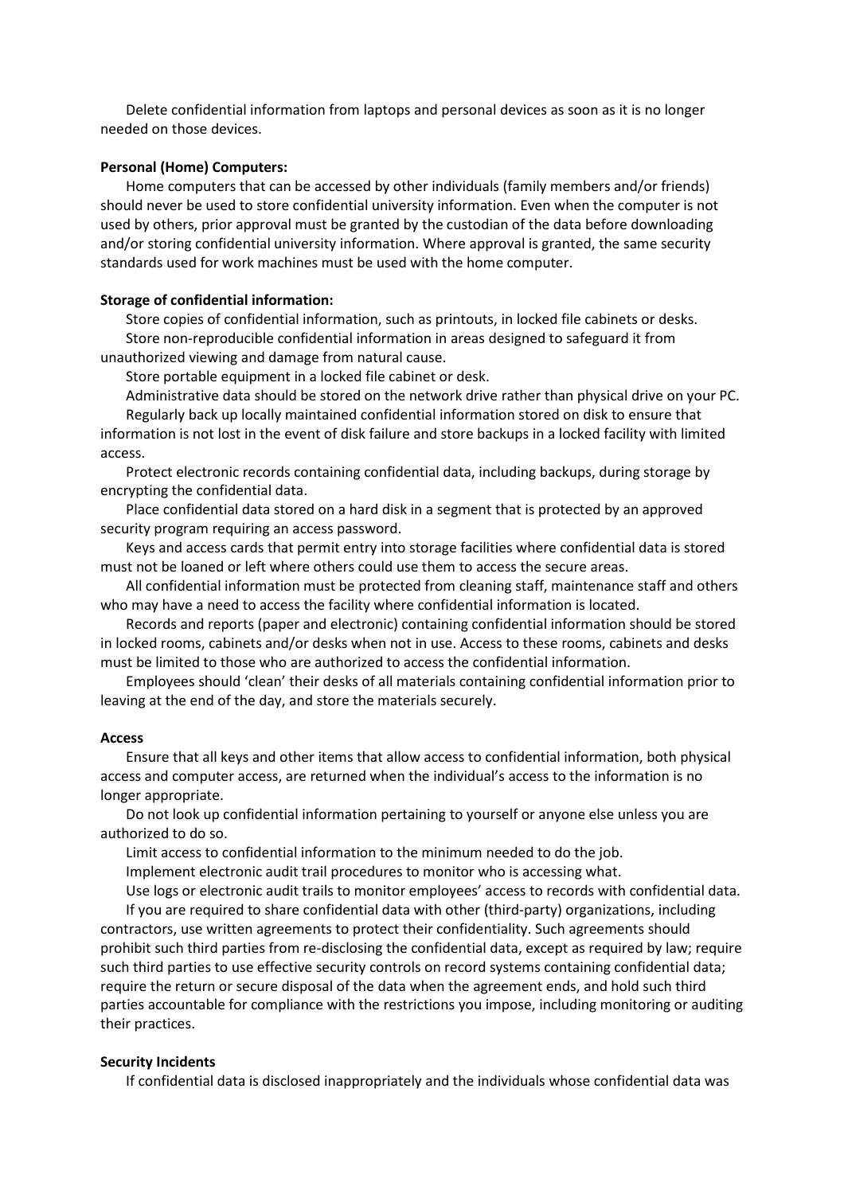Delete confidential information from laptops and personal devices as soon as it is no longer needed on those devices.

**Personal (Home) Computers:**

Home computers that can be accessed by other individuals (family members and/or friends) should never be used to store confidential university information. Even when the computer is not used by others, prior approval must be granted by the custodian of the data before downloading and/or storing confidential university information. Where approval is granted, the same security standards used for work machines must be used with the home computer.

**Storage of confidential information:**

Store copies of confidential information, such as printouts, in locked file cabinets or desks.

Store non-reproducible confidential information in areas designed to safeguard it from unauthorized viewing and damage from natural cause.

Store portable equipment in a locked file cabinet or desk.

Administrative data should be stored on the network drive rather than physical drive on your PC.

Regularly back up locally maintained confidential information stored on disk to ensure that information is not lost in the event of disk failure and store backups in a locked facility with limited access.

Protect electronic records containing confidential data, including backups, during storage by encrypting the confidential data.

Place confidential data stored on a hard disk in a segment that is protected by an approved security program requiring an access password.

Keys and access cards that permit entry into storage facilities where confidential data is stored must not be loaned or left where others could use them to access the secure areas.

All confidential information must be protected from cleaning staff, maintenance staff and others who may have a need to access the facility where confidential information is located.

Records and reports (paper and electronic) containing confidential information should be stored in locked rooms, cabinets and/or desks when not in use. Access to these rooms, cabinets and desks must be limited to those who are authorized to access the confidential information.

Employees should 'clean' their desks of all materials containing confidential information prior to leaving at the end of the day, and store the materials securely.

**Access**

Ensure that all keys and other items that allow access to confidential information, both physical access and computer access, are returned when the individual's access to the information is no longer appropriate.

Do not look up confidential information pertaining to yourself or anyone else unless you are authorized to do so.

Limit access to confidential information to the minimum needed to do the job.

Implement electronic audit trail procedures to monitor who is accessing what.

Use logs or electronic audit trails to monitor employees' access to records with confidential data.

If you are required to share confidential data with other (third-party) organizations, including contractors, use written agreements to protect their confidentiality. Such agreements should prohibit such third parties from re-disclosing the confidential data, except as required by law; require such third parties to use effective security controls on record systems containing confidential data; require the return or secure disposal of the data when the agreement ends, and hold such third parties accountable for compliance with the restrictions you impose, including monitoring or auditing their practices.

**Security Incidents**

If confidential data is disclosed inappropriately and the individuals whose confidential data was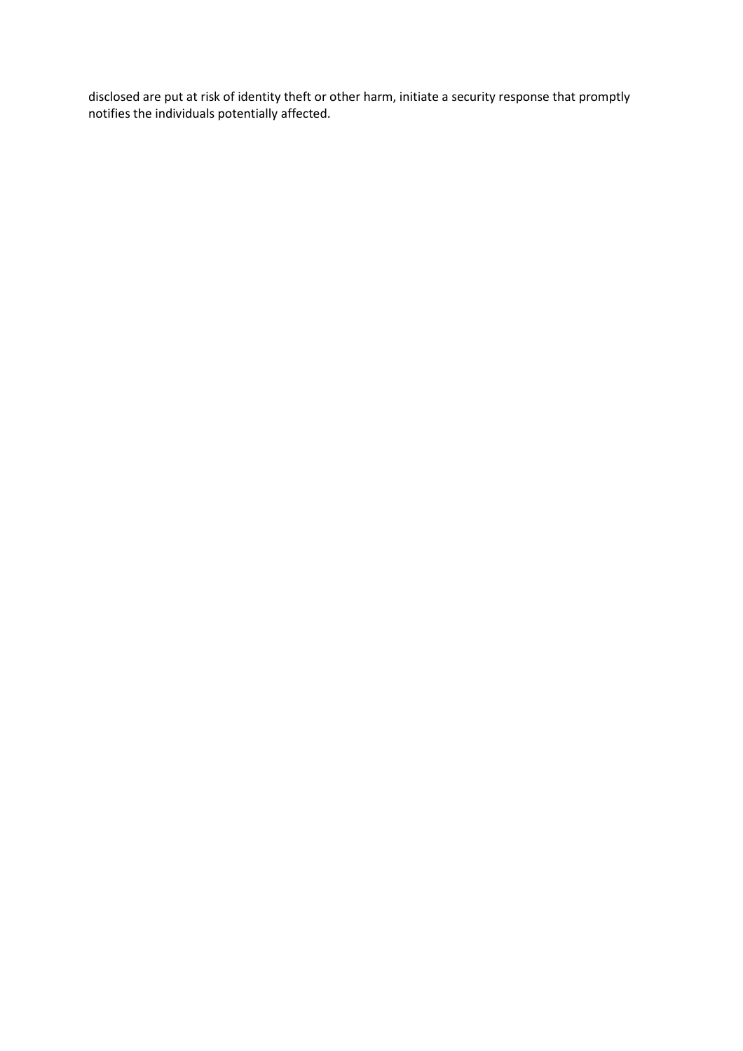disclosed are put at risk of identity theft or other harm, initiate a security response that promptly notifies the individuals potentially affected.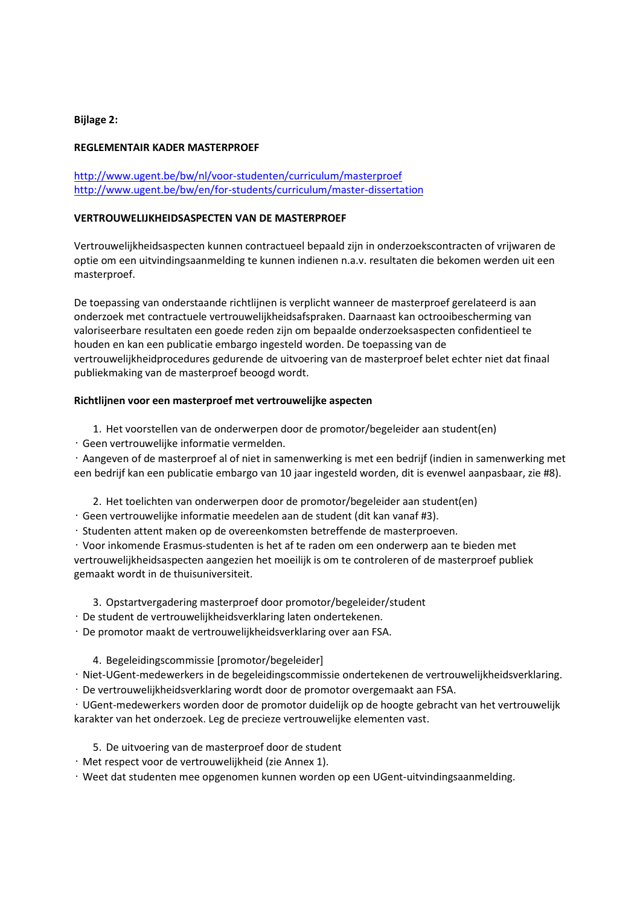**Bijlage 2:**

**REGLEMENTAIR KADER MASTERPROEF**

http://www.ugent.be/bw/nl/voor-studenten/curriculum/masterproef
http://www.ugent.be/bw/en/for-students/curriculum/master-dissertation

**VERTROUWELIJKHEIDSASPECTEN VAN DE MASTERPROEF**

Vertrouwelijkheidsaspecten kunnen contractueel bepaald zijn in onderzoekscontracten of vrijwaren de optie om een uitvindingsaanmelding te kunnen indienen n.a.v. resultaten die bekomen werden uit een masterproef.

De toepassing van onderstaande richtlijnen is verplicht wanneer de masterproef gerelateerd is aan onderzoek met contractuele vertrouwelijkheidsafspraken. Daarnaast kan octrooibescherming van valoriseerbare resultaten een goede reden zijn om bepaalde onderzoeksaspecten confidentieel te houden en kan een publicatie embargo ingesteld worden. De toepassing van de vertrouwelijkheidprocedures gedurende de uitvoering van de masterproef belet echter niet dat finaal publiekmaking van de masterproef beoogd wordt.

**Richtlijnen voor een masterproef met vertrouwelijke aspecten**

1. Het voorstellen van de onderwerpen door de promotor/begeleider aan student(en)

· Geen vertrouwelijke informatie vermelden.
· Aangeven of de masterproef al of niet in samenwerking is met een bedrijf (indien in samenwerking met een bedrijf kan een publicatie embargo van 10 jaar ingesteld worden, dit is evenwel aanpasbaar, zie #8).

2. Het toelichten van onderwerpen door de promotor/begeleider aan student(en)

· Geen vertrouwelijke informatie meedelen aan de student (dit kan vanaf #3).
· Studenten attent maken op de overeenkomsten betreffende de masterproeven.
· Voor inkomende Erasmus-studenten is het af te raden om een onderwerp aan te bieden met vertrouwelijkheidsaspecten aangezien het moeilijk is om te controleren of de masterproef publiek gemaakt wordt in de thuisuniversiteit.

3. Opstartvergadering masterproef door promotor/begeleider/student

· De student de vertrouwelijkheidsverklaring laten ondertekenen.
· De promotor maakt de vertrouwelijkheidsverklaring over aan FSA.

4. Begeleidingscommissie [promotor/begeleider]

· Niet-UGent-medewerkers in de begeleidingscommissie ondertekenen de vertrouwelijkheidsverklaring.
· De vertrouwelijkheidsverklaring wordt door de promotor overgemaakt aan FSA.
· UGent-medewerkers worden door de promotor duidelijk op de hoogte gebracht van het vertrouwelijk karakter van het onderzoek. Leg de precieze vertrouwelijke elementen vast.

5. De uitvoering van de masterproef door de student

· Met respect voor de vertrouwelijkheid (zie Annex 1).
· Weet dat studenten mee opgenomen kunnen worden op een UGent-uitvindingsaanmelding.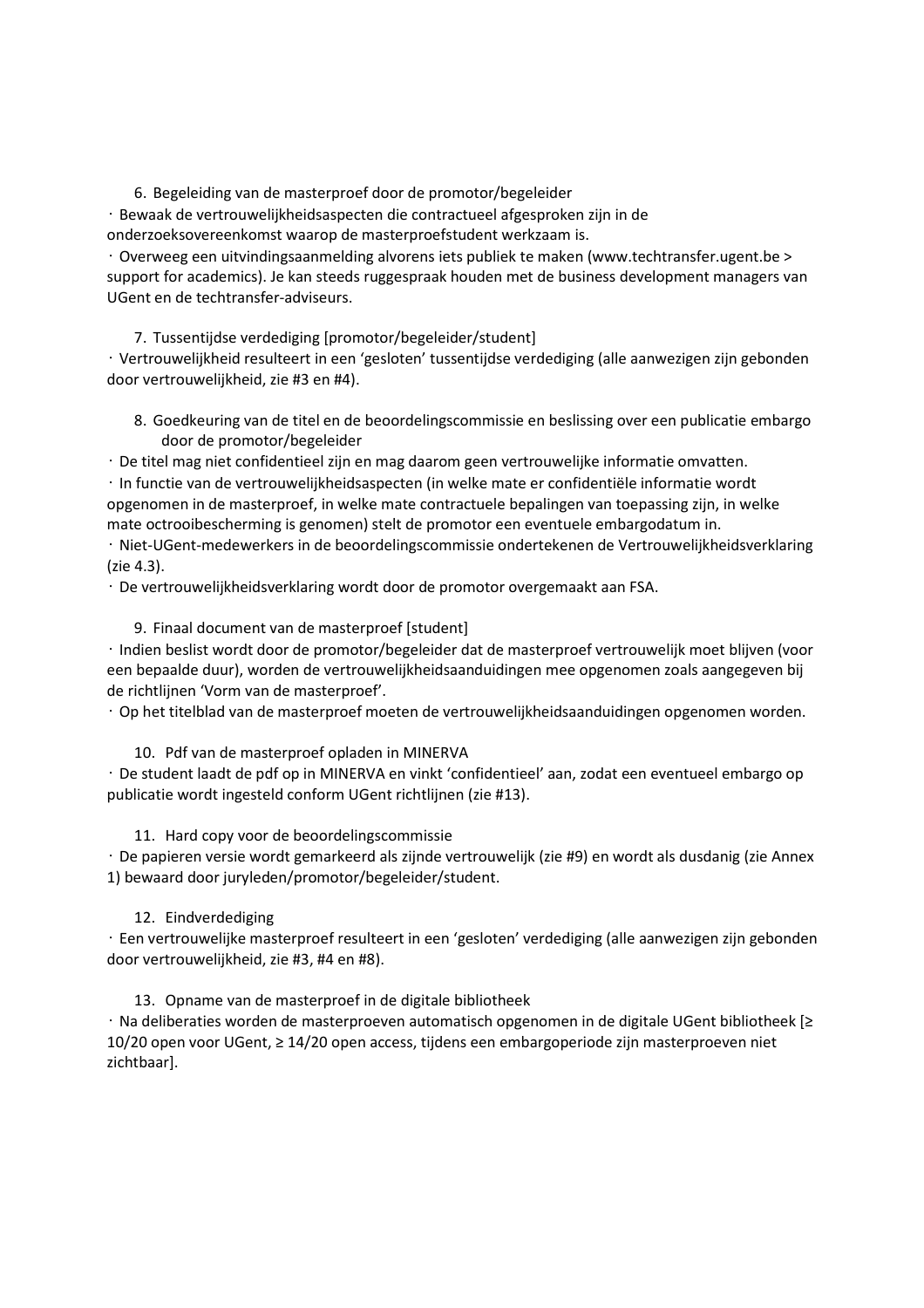6. Begeleiding van de masterproef door de promotor/begeleider

· Bewaak de vertrouwelijkheidsaspecten die contractueel afgesproken zijn in de onderzoeksovereenkomst waarop de masterproefstudent werkzaam is.

· Overweeg een uitvindingsaanmelding alvorens iets publiek te maken (www.techtransfer.ugent.be > support for academics). Je kan steeds ruggespraak houden met de business development managers van UGent en de techtransfer-adviseurs.

7. Tussentijdse verdediging [promotor/begeleider/student]

· Vertrouwelijkheid resulteert in een 'gesloten' tussentijdse verdediging (alle aanwezigen zijn gebonden door vertrouwelijkheid, zie #3 en #4).

8. Goedkeuring van de titel en de beoordelingscommissie en beslissing over een publicatie embargo door de promotor/begeleider

· De titel mag niet confidentieel zijn en mag daarom geen vertrouwelijke informatie omvatten.

· In functie van de vertrouwelijkheidsaspecten (in welke mate er confidentiële informatie wordt opgenomen in de masterproef, in welke mate contractuele bepalingen van toepassing zijn, in welke mate octrooibescherming is genomen) stelt de promotor een eventuele embargodatum in.

· Niet-UGent-medewerkers in de beoordelingscommissie ondertekenen de Vertrouwelijkheidsverklaring (zie 4.3).

· De vertrouwelijkheidsverklaring wordt door de promotor overgemaakt aan FSA.

9. Finaal document van de masterproef [student]

· Indien beslist wordt door de promotor/begeleider dat de masterproef vertrouwelijk moet blijven (voor een bepaalde duur), worden de vertrouwelijkheidsaanduidingen mee opgenomen zoals aangegeven bij de richtlijnen 'Vorm van de masterproef'.

· Op het titelblad van de masterproef moeten de vertrouwelijkheidsaanduidingen opgenomen worden.

10. Pdf van de masterproef opladen in MINERVA

· De student laadt de pdf op in MINERVA en vinkt 'confidentieel' aan, zodat een eventueel embargo op publicatie wordt ingesteld conform UGent richtlijnen (zie #13).

11. Hard copy voor de beoordelingscommissie

· De papieren versie wordt gemarkeerd als zijnde vertrouwelijk (zie #9) en wordt als dusdanig (zie Annex 1) bewaard door juryleden/promotor/begeleider/student.

12. Eindverdediging

· Een vertrouwelijke masterproef resulteert in een 'gesloten' verdediging (alle aanwezigen zijn gebonden door vertrouwelijkheid, zie #3, #4 en #8).

13. Opname van de masterproef in de digitale bibliotheek

· Na deliberaties worden de masterproeven automatisch opgenomen in de digitale UGent bibliotheek [≥ 10/20 open voor UGent, ≥ 14/20 open access, tijdens een embargoperiode zijn masterproeven niet zichtbaar].